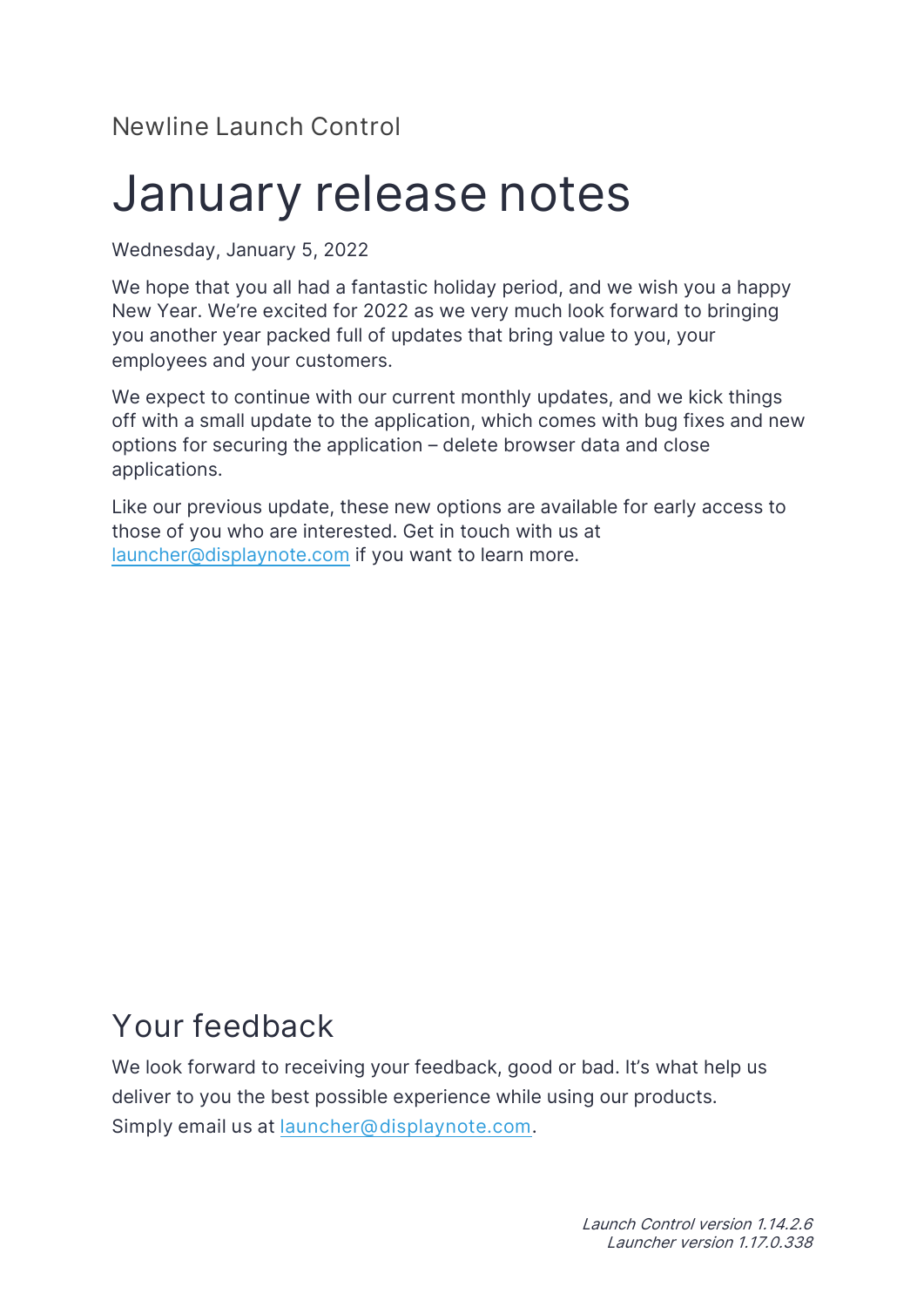Newline Launch Control

# January release notes

Wednesday, January 5, 2022

We hope that you all had a fantastic holiday period, and we wish you a happy New Year. We're excited for 2022 as we very much look forward to bringing you another year packed full of updates that bring value to you, your employees and your customers.

We expect to continue with our current monthly updates, and we kick things off with a small update to the application, which comes with bug fixes and new options for securing the application – delete browser data and close applications.

Like our previous update, these new options are available for early access to those of you who are interested. Get in touch with us at [launcher@displaynote.com](mailto:launcher@displaynote.com) if you want to learn more.

## Your feedback

We look forward to receiving your feedback, good or bad. It's what help us deliver to you the best possible experience while using our products. Simply email us at [launcher@displaynote.com](mailto:launcher@displaynote.com).

*Launch Control version 1.14.2.6*
*Launcher version 1.17.0.338*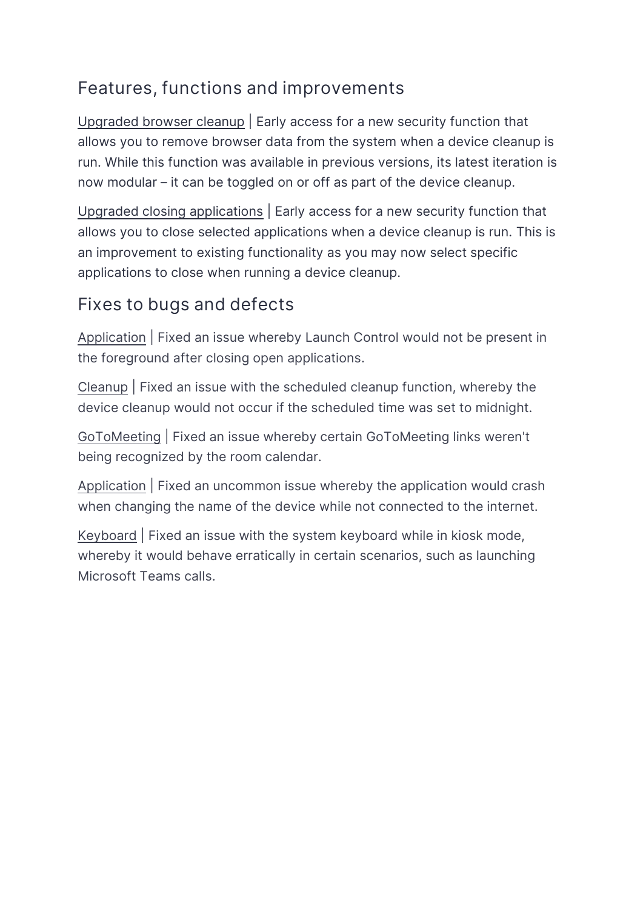## Features, functions and improvements

Upgraded browser cleanup | Early access for a new security function that allows you to remove browser data from the system when a device cleanup is run. While this function was available in previous versions, its latest iteration is now modular – it can be toggled on or off as part of the device cleanup.

Upgraded closing applications | Early access for a new security function that allows you to close selected applications when a device cleanup is run. This is an improvement to existing functionality as you may now select specific applications to close when running a device cleanup.

## Fixes to bugs and defects

Application | Fixed an issue whereby Launch Control would not be present in the foreground after closing open applications.

Cleanup | Fixed an issue with the scheduled cleanup function, whereby the device cleanup would not occur if the scheduled time was set to midnight.

GoToMeeting | Fixed an issue whereby certain GoToMeeting links weren't being recognized by the room calendar.

Application | Fixed an uncommon issue whereby the application would crash when changing the name of the device while not connected to the internet.

Keyboard | Fixed an issue with the system keyboard while in kiosk mode, whereby it would behave erratically in certain scenarios, such as launching Microsoft Teams calls.